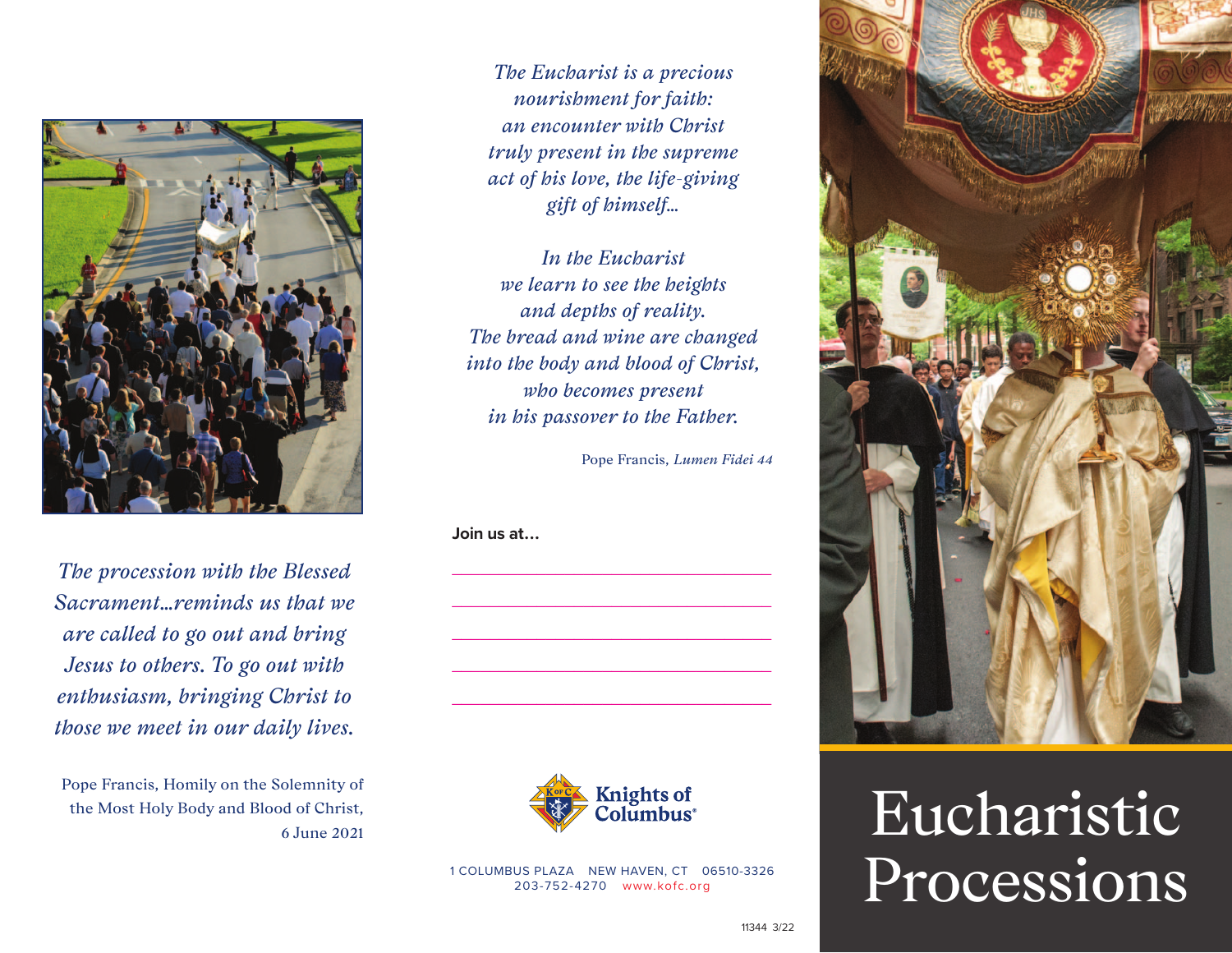*The procession with the Blessed Sacrament…reminds us that we are called to go out and bring Jesus to others. To go out with enthusiasm, bringing Christ to those we meet in our daily lives.*

Pope Francis, Homily on the Solemnity of the Most Holy Body and Blood of Christ, 6 June 2021

*The Eucharist is a precious nourishment for faith: an encounter with Christ truly present in the supreme act of his love, the life-giving gift of himself…*

*In the Eucharist we learn to see the heights and depths of reality. The bread and wine are changed into the body and blood of Christ, who becomes present in his passover to the Father.*

Pope Francis, *Lumen Fidei 44*

**Join us at…**

\_\_\_\_\_\_\_\_\_\_\_\_\_\_\_\_\_\_\_\_\_\_\_\_\_\_\_\_\_\_\_\_\_\_\_\_

\_\_\_\_\_\_\_\_\_\_\_\_\_\_\_\_\_\_\_\_\_\_\_\_\_\_\_\_\_\_\_\_\_\_\_\_

\_\_\_\_\_\_\_\_\_\_\_\_\_\_\_\_\_\_\_\_\_\_\_\_\_\_\_\_\_\_\_\_\_\_\_\_

\_\_\_\_\_\_\_\_\_\_\_\_\_\_\_\_\_\_\_\_\_\_\_\_\_\_\_\_\_\_\_\_\_\_\_\_

\_\_\_\_\_\_\_\_\_\_\_\_\_\_\_\_\_\_\_\_\_\_\_\_\_\_\_\_\_\_\_\_\_\_\_\_

Knights of Columbus®

1 COLUMBUS PLAZA NEW HAVEN, CT 06510-3326
203-752-4270 www.kofc.org

11344 3/22

# Eucharistic Processions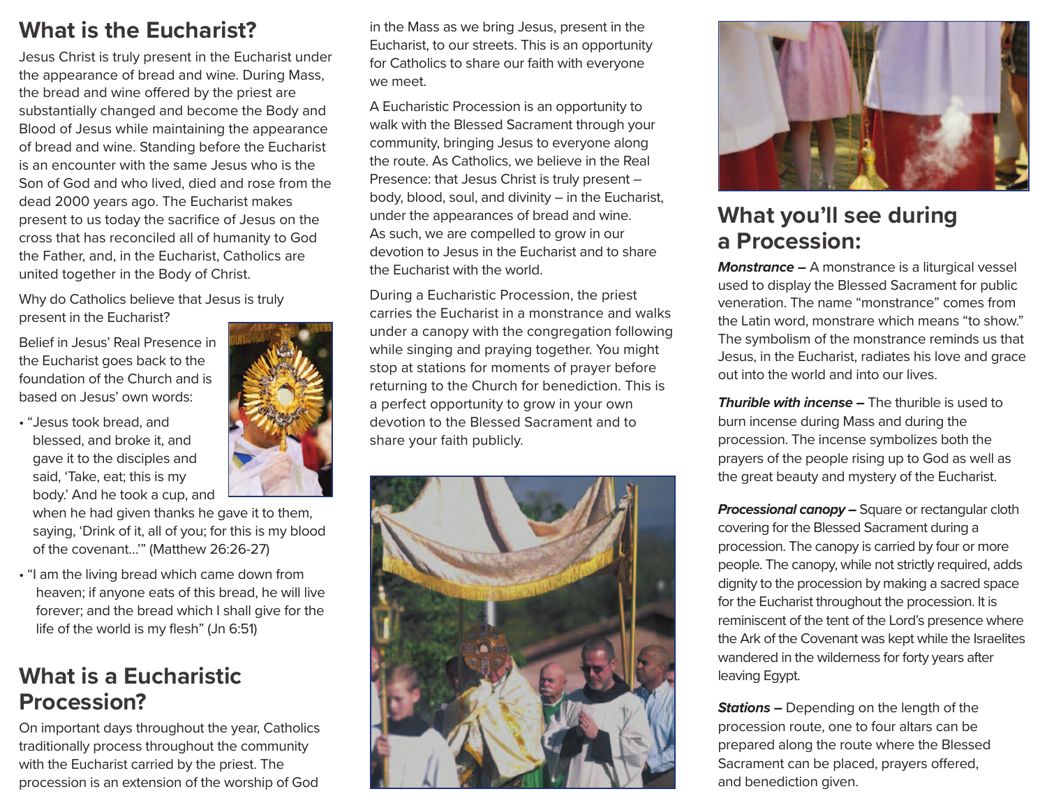## What is the Eucharist?

Jesus Christ is truly present in the Eucharist under the appearance of bread and wine. During Mass, the bread and wine offered by the priest are substantially changed and become the Body and Blood of Jesus while maintaining the appearance of bread and wine. Standing before the Eucharist is an encounter with the same Jesus who is the Son of God and who lived, died and rose from the dead 2000 years ago. The Eucharist makes present to us today the sacrifice of Jesus on the cross that has reconciled all of humanity to God the Father, and, in the Eucharist, Catholics are united together in the Body of Christ.

Why do Catholics believe that Jesus is truly present in the Eucharist?

Belief in Jesus' Real Presence in the Eucharist goes back to the foundation of the Church and is based on Jesus' own words:

- "Jesus took bread, and blessed, and broke it, and gave it to the disciples and said, 'Take, eat; this is my body.' And he took a cup, and when he had given thanks he gave it to them, saying, 'Drink of it, all of you; for this is my blood of the covenant…'" (Matthew 26:26-27)
- "I am the living bread which came down from heaven; if anyone eats of this bread, he will live forever; and the bread which I shall give for the life of the world is my flesh" (Jn 6:51)

## What is a Eucharistic Procession?

On important days throughout the year, Catholics traditionally process throughout the community with the Eucharist carried by the priest. The procession is an extension of the worship of God in the Mass as we bring Jesus, present in the Eucharist, to our streets. This is an opportunity for Catholics to share our faith with everyone we meet.

A Eucharistic Procession is an opportunity to walk with the Blessed Sacrament through your community, bringing Jesus to everyone along the route. As Catholics, we believe in the Real Presence: that Jesus Christ is truly present – body, blood, soul, and divinity – in the Eucharist, under the appearances of bread and wine. As such, we are compelled to grow in our devotion to Jesus in the Eucharist and to share the Eucharist with the world.

During a Eucharistic Procession, the priest carries the Eucharist in a monstrance and walks under a canopy with the congregation following while singing and praying together. You might stop at stations for moments of prayer before returning to the Church for benediction. This is a perfect opportunity to grow in your own devotion to the Blessed Sacrament and to share your faith publicly.

## What you'll see during a Procession:

***Monstrance –*** A monstrance is a liturgical vessel used to display the Blessed Sacrament for public veneration. The name "monstrance" comes from the Latin word, monstrare which means "to show." The symbolism of the monstrance reminds us that Jesus, in the Eucharist, radiates his love and grace out into the world and into our lives.

***Thurible with incense –*** The thurible is used to burn incense during Mass and during the procession. The incense symbolizes both the prayers of the people rising up to God as well as the great beauty and mystery of the Eucharist.

***Processional canopy –*** Square or rectangular cloth covering for the Blessed Sacrament during a procession. The canopy is carried by four or more people. The canopy, while not strictly required, adds dignity to the procession by making a sacred space for the Eucharist throughout the procession. It is reminiscent of the tent of the Lord's presence where the Ark of the Covenant was kept while the Israelites wandered in the wilderness for forty years after leaving Egypt.

***Stations –*** Depending on the length of the procession route, one to four altars can be prepared along the route where the Blessed Sacrament can be placed, prayers offered, and benediction given.